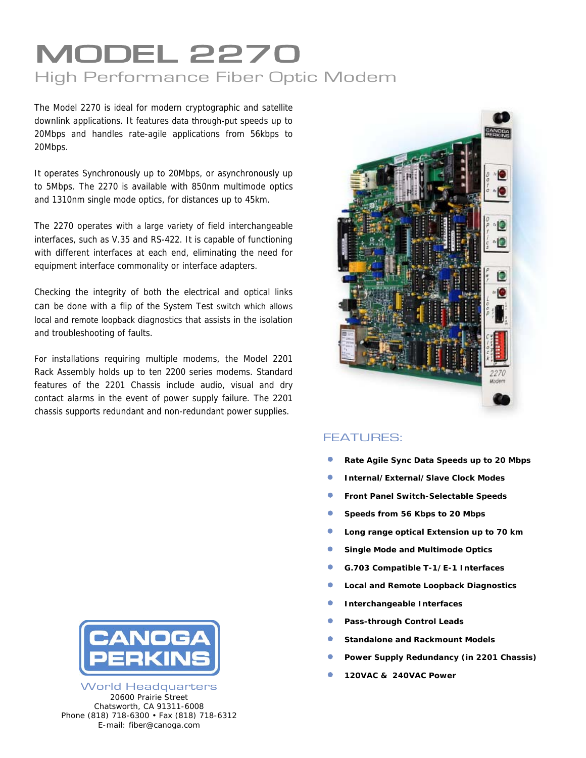# MODEL 2270

## High Performance Fiber Optic Modem

The Model 2270 is ideal for modern cryptographic and satellite downlink applications. It features data through-put speeds up to 20Mbps and handles rate-agile applications from 56kbps to 20Mbps.

It operates Synchronously up to 20Mbps, or asynchronously up to 5Mbps. The 2270 is available with 850nm multimode optics and 1310nm single mode optics, for distances up to 45km.

The 2270 operates with a large variety of field interchangeable interfaces, such as V.35 and RS-422. It is capable of functioning with different interfaces at each end, eliminating the need for equipment interface commonality or interface adapters.

Checking the integrity of both the electrical and optical links can be done with a flip of the System Test switch which allows local and remote loopback diagnostics that assists in the isolation and troubleshooting of faults.

For installations requiring multiple modems, the Model 2201 Rack Assembly holds up to ten 2200 series modems. Standard features of the 2201 Chassis include audio, visual and dry contact alarms in the event of power supply failure. The 2201 chassis supports redundant and non-redundant power supplies.

### FEATURES:

- **Rate Agile Sync Data Speeds up to 20 Mbps**
- **Internal/External/Slave Clock Modes**
- **Front Panel Switch-Selectable Speeds**
- **Speeds from 56 Kbps to 20 Mbps**
- **Long range optical Extension up to 70 km**
- **Single Mode and Multimode Optics**
- **G.703 Compatible T-1/E-1 Interfaces**
- **Local and Remote Loopback Diagnostics**
- **Interchangeable Interfaces**
- **Pass-through Control Leads**
- **Standalone and Rackmount Models**
- **Power Supply Redundancy (in 2201 Chassis)**
- **120VAC & 240VAC Power**

CANOGA PERKINS

World Headquarters
20600 Prairie Street
Chatsworth, CA 91311-6008
Phone (818) 718-6300 • Fax (818) 718-6312
E-mail: fiber@canoga.com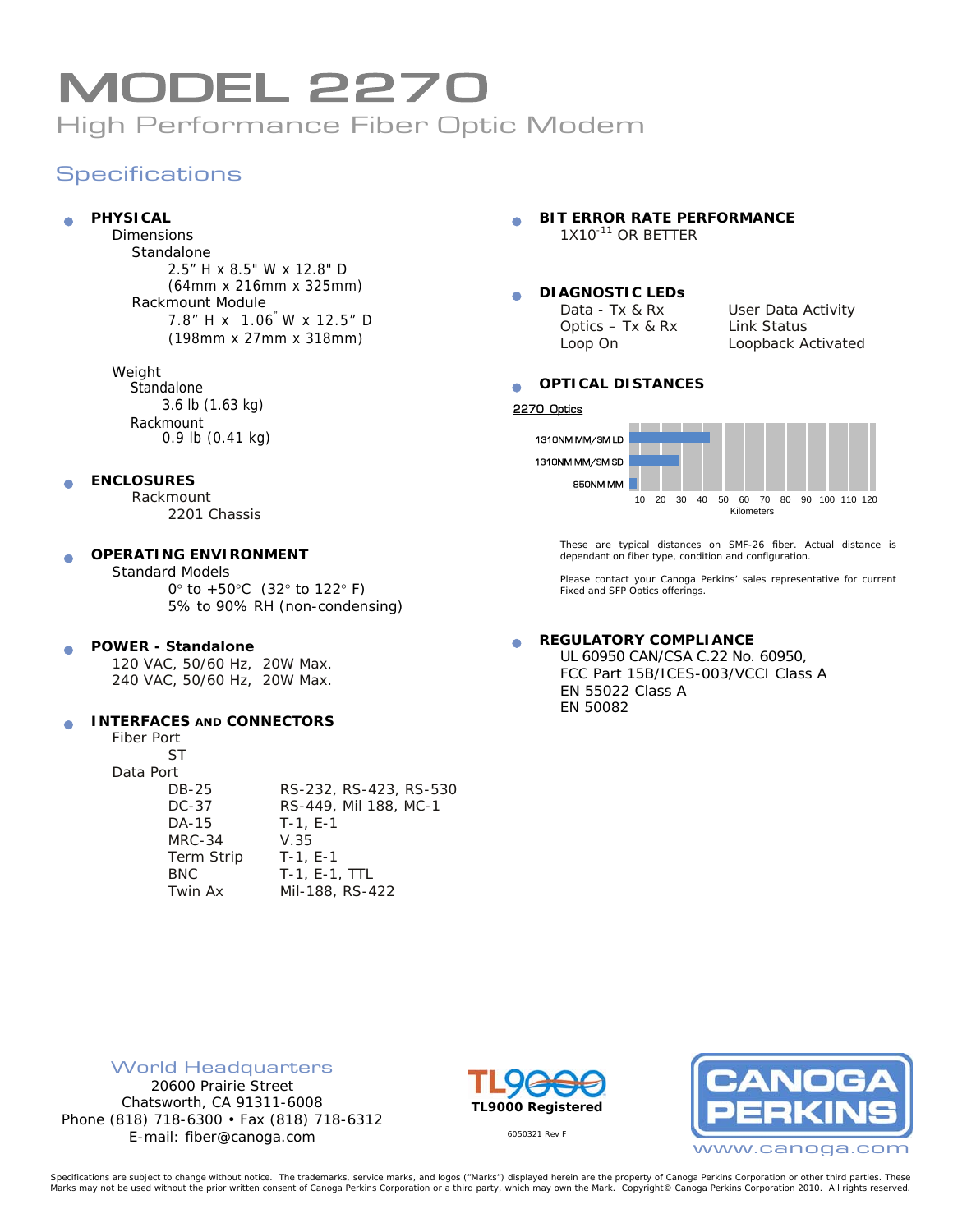# MODEL 2270

High Performance Fiber Optic Modem

## Specifications

- **PHYSICAL**
  - Dimensions
    - Standalone
      - 2.5” H x 8.5" W x 12.8" D
      - (64mm x 216mm x 325mm)
    - Rackmount Module
      - 7.8” H x 1.06” W x 12.5” D
      - (198mm x 27mm x 318mm)
  - Weight
    - Standalone
      - 3.6 lb (1.63 kg)
    - Rackmount
      - 0.9 lb (0.41 kg)

- **ENCLOSURES**
  - Rackmount
    - 2201 Chassis

- **OPERATING ENVIRONMENT**
  - Standard Models
    - 0° to +50°C (32° to 122° F)
    - 5% to 90% RH (non-condensing)

- **POWER - Standalone**
  - 120 VAC, 50/60 Hz, 20W Max.
  - 240 VAC, 50/60 Hz, 20W Max.

- **INTERFACES AND CONNECTORS**
  - Fiber Port
    - ST
  - Data Port

| | |
|---|---|
| DB-25 | RS-232, RS-423, RS-530 |
| DC-37 | RS-449, Mil 188, MC-1 |
| DA-15 | T-1, E-1 |
| MRC-34 | V.35 |
| Term Strip | T-1, E-1 |
| BNC | T-1, E-1, TTL |
| Twin Ax | Mil-188, RS-422 |

- **BIT ERROR RATE PERFORMANCE**
  - $1X10^{-11}$ OR BETTER

- **DIAGNOSTIC LEDs**

| | |
|---|---|
| Data - Tx & Rx | User Data Activity |
| Optics – Tx & Rx | Link Status |
| Loop On | Loopback Activated |

- **OPTICAL DISTANCES**

2270 Optics

1310NM MM/SM LD

1310NM MM/SM SD

850NM MM

10 20 30 40 50 60 70 80 90 100 110 120

Kilometers

These are typical distances on SMF-26 fiber. Actual distance is dependant on fiber type, condition and configuration.

Please contact your Canoga Perkins’ sales representative for current Fixed and SFP Optics offerings.

- **REGULATORY COMPLIANCE**
  - UL 60950 CAN/CSA C.22 No. 60950,
  - FCC Part 15B/ICES-003/VCCI Class A
  - EN 55022 Class A
  - EN 50082

World Headquarters
20600 Prairie Street
Chatsworth, CA 91311-6008
Phone (818) 718-6300 • Fax (818) 718-6312
E-mail: fiber@canoga.com

TL9000 Registered

6050321 Rev F

CANOGA PERKINS
www.canoga.com

Specifications are subject to change without notice. The trademarks, service marks, and logos ("Marks") displayed herein are the property of Canoga Perkins Corporation or other third parties. These Marks may not be used without the prior written consent of Canoga Perkins Corporation or a third party, which may own the Mark. Copyright© Canoga Perkins Corporation 2010. All rights reserved.